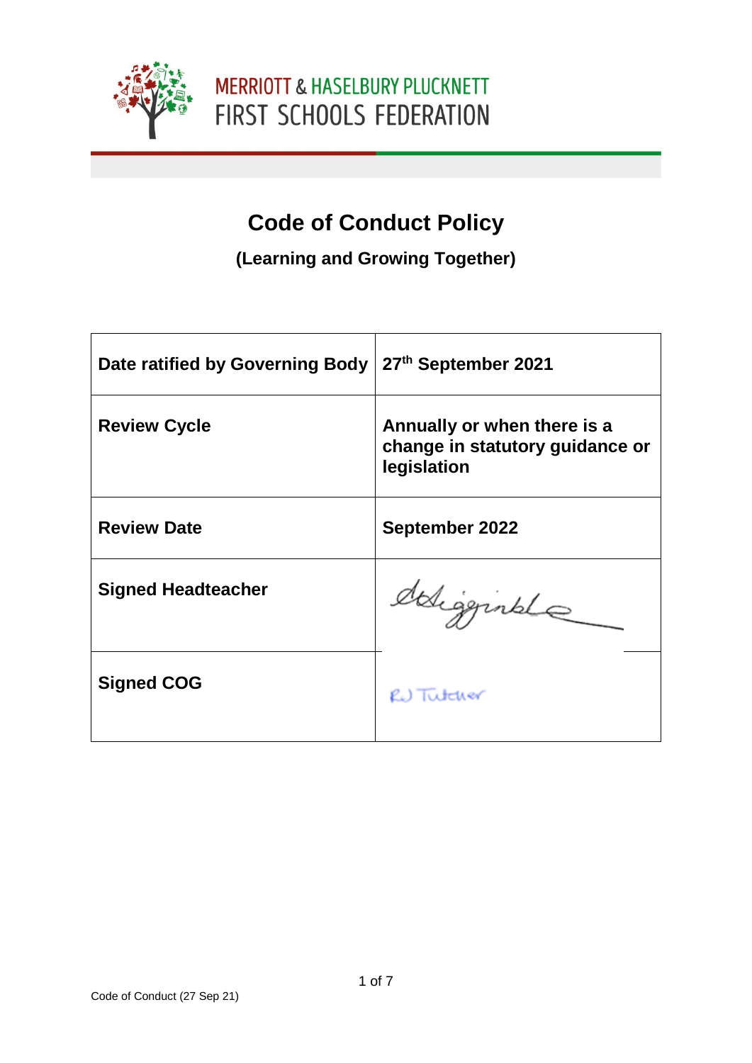MERRIOTT & HASELBURY PLUCKNETT
FIRST SCHOOLS FEDERATION

# Code of Conduct Policy

## (Learning and Growing Together)

| Date ratified by Governing Body | 27th September 2021 |
|---|---|
| Review Cycle | Annually or when there is a change in statutory guidance or legislation |
| Review Date | September 2022 |
| Signed Headteacher | DHigginbottom |
| Signed COG | R J Tutcher |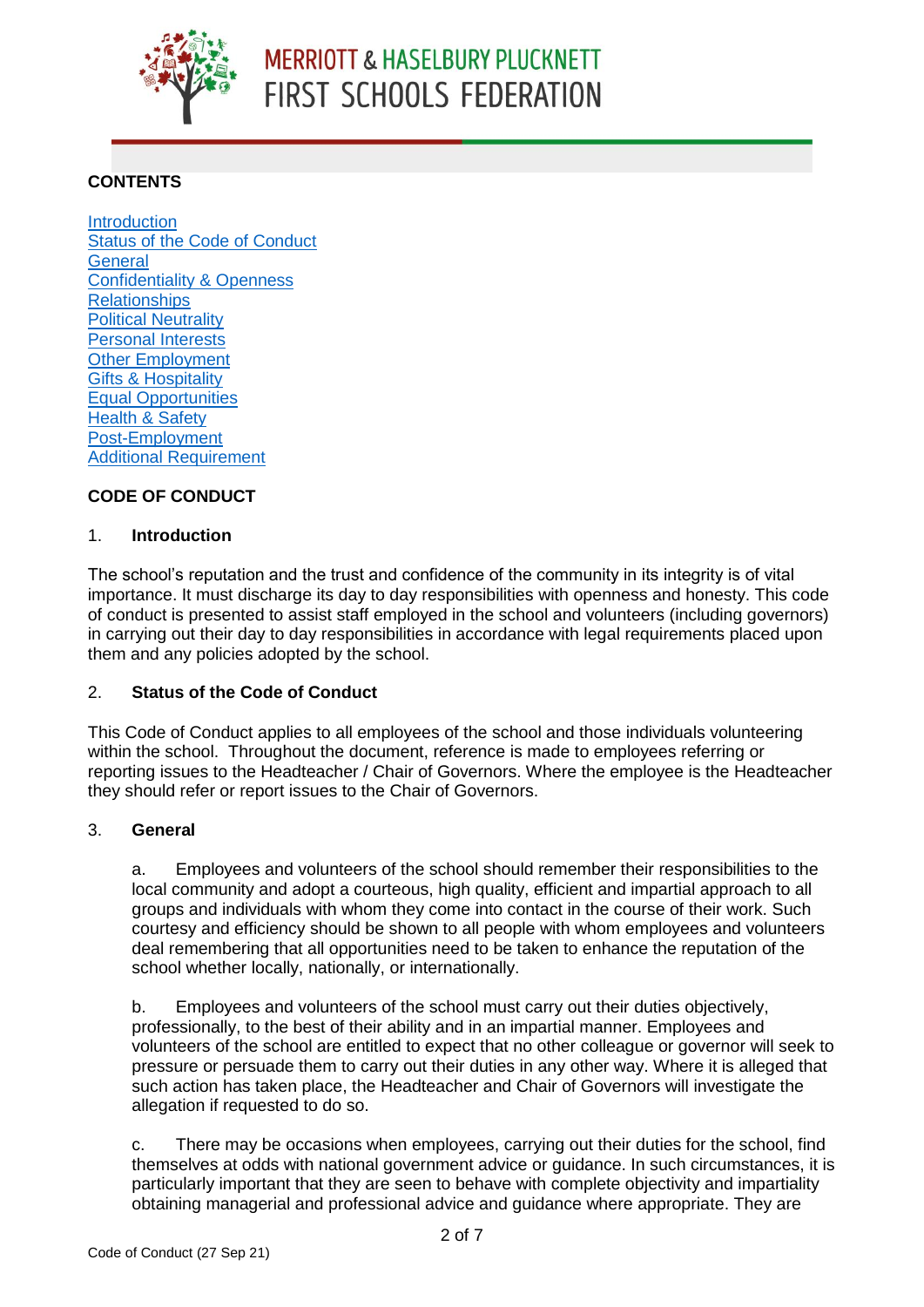**CONTENTS**

[Introduction](#)
[Status of the Code of Conduct](#)
[General](#)
[Confidentiality & Openness](#)
[Relationships](#)
[Political Neutrality](#)
[Personal Interests](#)
[Other Employment](#)
[Gifts & Hospitality](#)
[Equal Opportunities](#)
[Health & Safety](#)
[Post-Employment](#)
[Additional Requirement](#)

**CODE OF CONDUCT**

## 1. Introduction

The school's reputation and the trust and confidence of the community in its integrity is of vital importance. It must discharge its day to day responsibilities with openness and honesty. This code of conduct is presented to assist staff employed in the school and volunteers (including governors) in carrying out their day to day responsibilities in accordance with legal requirements placed upon them and any policies adopted by the school.

## 2. Status of the Code of Conduct

This Code of Conduct applies to all employees of the school and those individuals volunteering within the school. Throughout the document, reference is made to employees referring or reporting issues to the Headteacher / Chair of Governors. Where the employee is the Headteacher they should refer or report issues to the Chair of Governors.

## 3. General

a. Employees and volunteers of the school should remember their responsibilities to the local community and adopt a courteous, high quality, efficient and impartial approach to all groups and individuals with whom they come into contact in the course of their work. Such courtesy and efficiency should be shown to all people with whom employees and volunteers deal remembering that all opportunities need to be taken to enhance the reputation of the school whether locally, nationally, or internationally.

b. Employees and volunteers of the school must carry out their duties objectively, professionally, to the best of their ability and in an impartial manner. Employees and volunteers of the school are entitled to expect that no other colleague or governor will seek to pressure or persuade them to carry out their duties in any other way. Where it is alleged that such action has taken place, the Headteacher and Chair of Governors will investigate the allegation if requested to do so.

c. There may be occasions when employees, carrying out their duties for the school, find themselves at odds with national government advice or guidance. In such circumstances, it is particularly important that they are seen to behave with complete objectivity and impartiality obtaining managerial and professional advice and guidance where appropriate. They are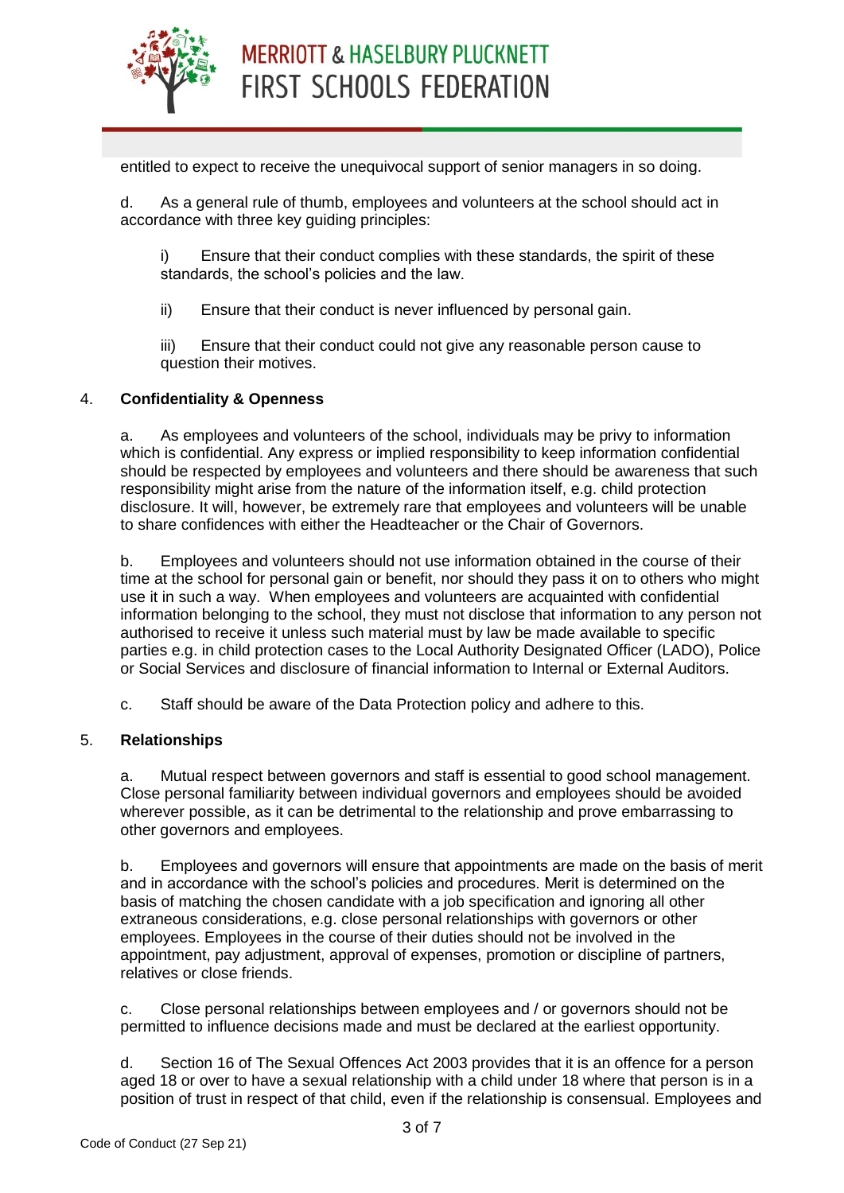entitled to expect to receive the unequivocal support of senior managers in so doing.

d. As a general rule of thumb, employees and volunteers at the school should act in accordance with three key guiding principles:

i) Ensure that their conduct complies with these standards, the spirit of these standards, the school's policies and the law.

ii) Ensure that their conduct is never influenced by personal gain.

iii) Ensure that their conduct could not give any reasonable person cause to question their motives.

## 4. Confidentiality & Openness

a. As employees and volunteers of the school, individuals may be privy to information which is confidential. Any express or implied responsibility to keep information confidential should be respected by employees and volunteers and there should be awareness that such responsibility might arise from the nature of the information itself, e.g. child protection disclosure. It will, however, be extremely rare that employees and volunteers will be unable to share confidences with either the Headteacher or the Chair of Governors.

b. Employees and volunteers should not use information obtained in the course of their time at the school for personal gain or benefit, nor should they pass it on to others who might use it in such a way. When employees and volunteers are acquainted with confidential information belonging to the school, they must not disclose that information to any person not authorised to receive it unless such material must by law be made available to specific parties e.g. in child protection cases to the Local Authority Designated Officer (LADO), Police or Social Services and disclosure of financial information to Internal or External Auditors.

c. Staff should be aware of the Data Protection policy and adhere to this.

## 5. Relationships

a. Mutual respect between governors and staff is essential to good school management. Close personal familiarity between individual governors and employees should be avoided wherever possible, as it can be detrimental to the relationship and prove embarrassing to other governors and employees.

b. Employees and governors will ensure that appointments are made on the basis of merit and in accordance with the school's policies and procedures. Merit is determined on the basis of matching the chosen candidate with a job specification and ignoring all other extraneous considerations, e.g. close personal relationships with governors or other employees. Employees in the course of their duties should not be involved in the appointment, pay adjustment, approval of expenses, promotion or discipline of partners, relatives or close friends.

c. Close personal relationships between employees and / or governors should not be permitted to influence decisions made and must be declared at the earliest opportunity.

d. Section 16 of The Sexual Offences Act 2003 provides that it is an offence for a person aged 18 or over to have a sexual relationship with a child under 18 where that person is in a position of trust in respect of that child, even if the relationship is consensual. Employees and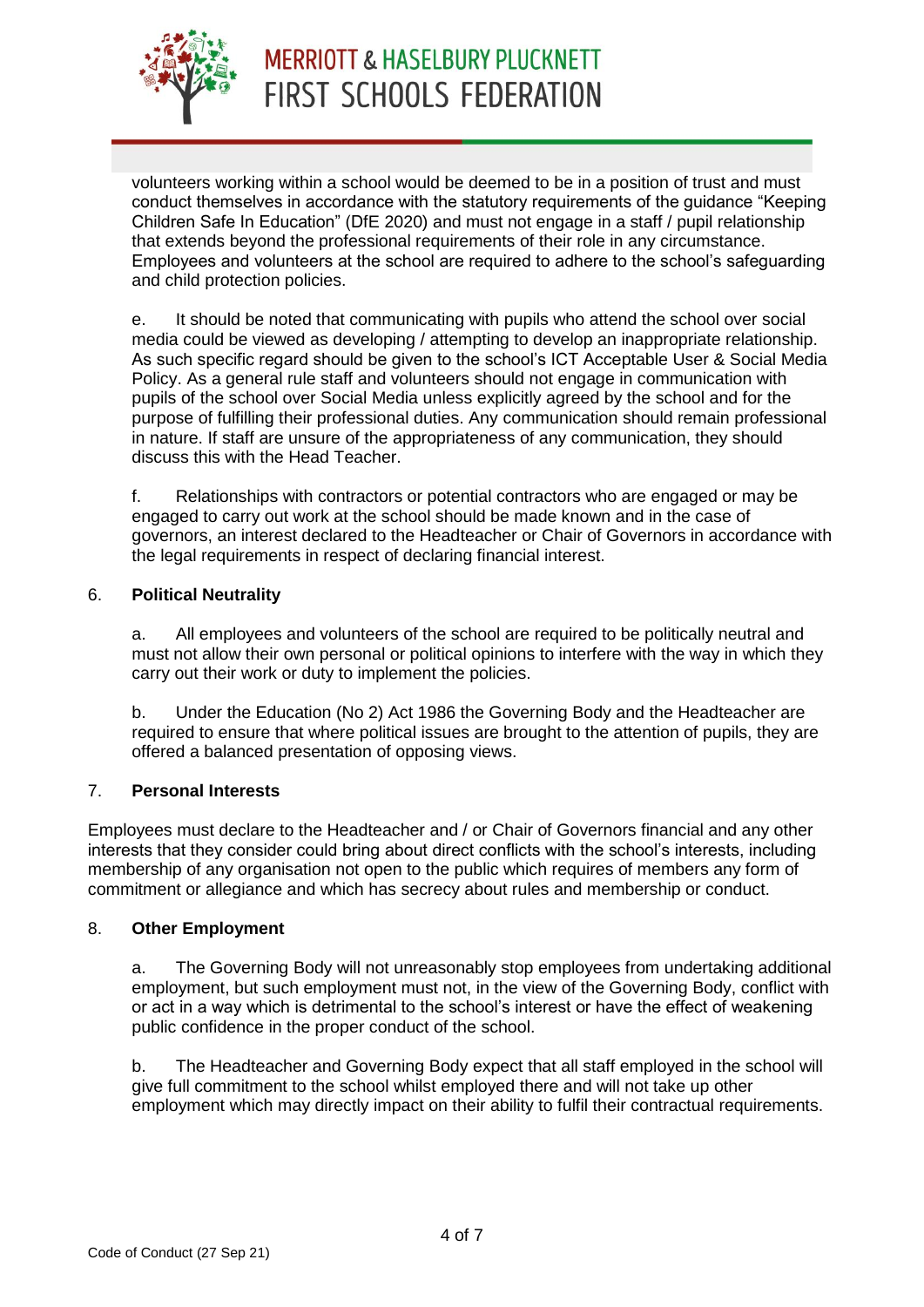volunteers working within a school would be deemed to be in a position of trust and must conduct themselves in accordance with the statutory requirements of the guidance "Keeping Children Safe In Education" (DfE 2020) and must not engage in a staff / pupil relationship that extends beyond the professional requirements of their role in any circumstance. Employees and volunteers at the school are required to adhere to the school's safeguarding and child protection policies.

e. It should be noted that communicating with pupils who attend the school over social media could be viewed as developing / attempting to develop an inappropriate relationship. As such specific regard should be given to the school's ICT Acceptable User & Social Media Policy. As a general rule staff and volunteers should not engage in communication with pupils of the school over Social Media unless explicitly agreed by the school and for the purpose of fulfilling their professional duties. Any communication should remain professional in nature. If staff are unsure of the appropriateness of any communication, they should discuss this with the Head Teacher.

f. Relationships with contractors or potential contractors who are engaged or may be engaged to carry out work at the school should be made known and in the case of governors, an interest declared to the Headteacher or Chair of Governors in accordance with the legal requirements in respect of declaring financial interest.

## 6. Political Neutrality

a. All employees and volunteers of the school are required to be politically neutral and must not allow their own personal or political opinions to interfere with the way in which they carry out their work or duty to implement the policies.

b. Under the Education (No 2) Act 1986 the Governing Body and the Headteacher are required to ensure that where political issues are brought to the attention of pupils, they are offered a balanced presentation of opposing views.

## 7. Personal Interests

Employees must declare to the Headteacher and / or Chair of Governors financial and any other interests that they consider could bring about direct conflicts with the school's interests, including membership of any organisation not open to the public which requires of members any form of commitment or allegiance and which has secrecy about rules and membership or conduct.

## 8. Other Employment

a. The Governing Body will not unreasonably stop employees from undertaking additional employment, but such employment must not, in the view of the Governing Body, conflict with or act in a way which is detrimental to the school's interest or have the effect of weakening public confidence in the proper conduct of the school.

b. The Headteacher and Governing Body expect that all staff employed in the school will give full commitment to the school whilst employed there and will not take up other employment which may directly impact on their ability to fulfil their contractual requirements.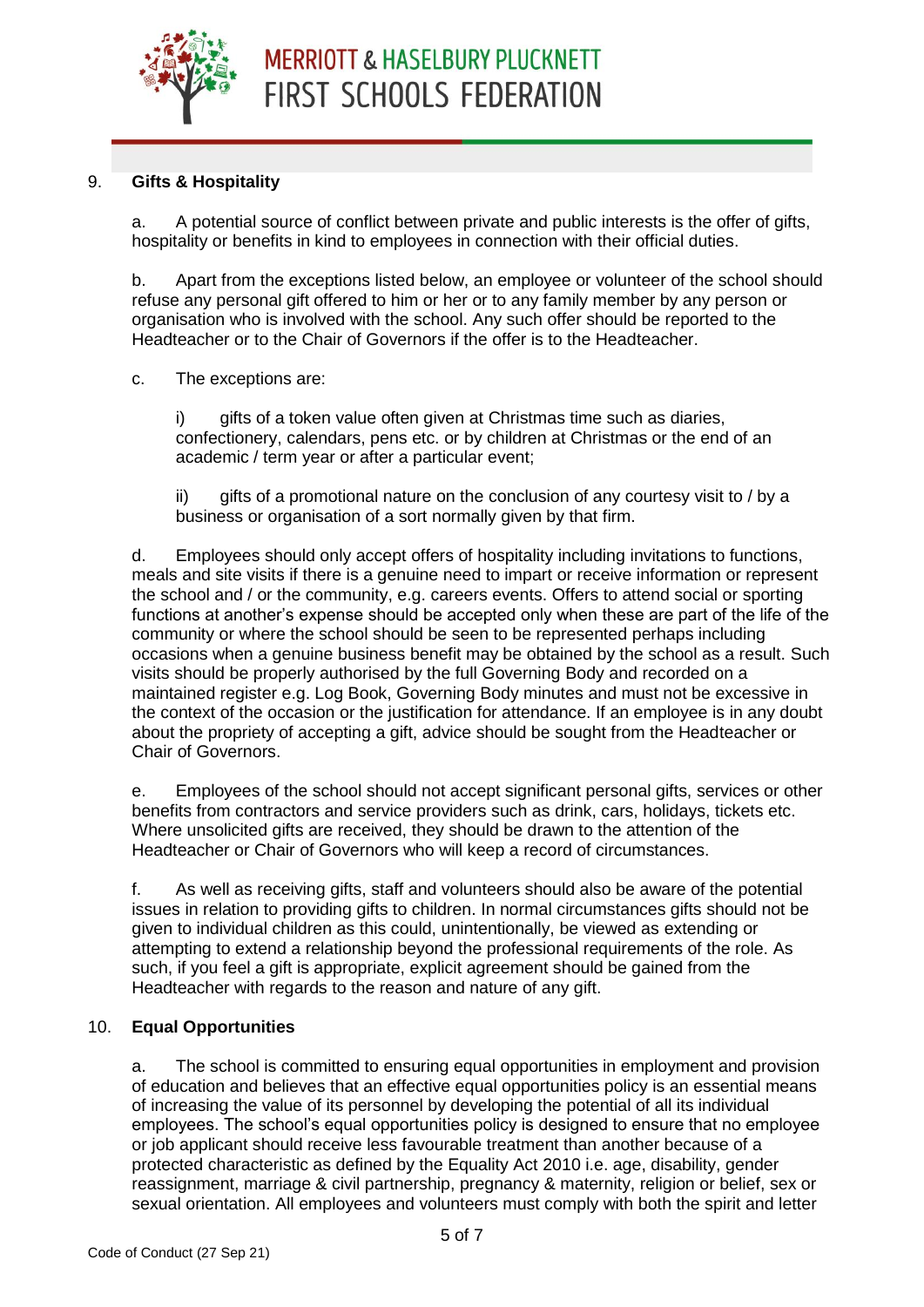## 9. Gifts & Hospitality

a. A potential source of conflict between private and public interests is the offer of gifts, hospitality or benefits in kind to employees in connection with their official duties.

b. Apart from the exceptions listed below, an employee or volunteer of the school should refuse any personal gift offered to him or her or to any family member by any person or organisation who is involved with the school. Any such offer should be reported to the Headteacher or to the Chair of Governors if the offer is to the Headteacher.

c. The exceptions are:

i) gifts of a token value often given at Christmas time such as diaries, confectionery, calendars, pens etc. or by children at Christmas or the end of an academic / term year or after a particular event;

ii) gifts of a promotional nature on the conclusion of any courtesy visit to / by a business or organisation of a sort normally given by that firm.

d. Employees should only accept offers of hospitality including invitations to functions, meals and site visits if there is a genuine need to impart or receive information or represent the school and / or the community, e.g. careers events. Offers to attend social or sporting functions at another's expense should be accepted only when these are part of the life of the community or where the school should be seen to be represented perhaps including occasions when a genuine business benefit may be obtained by the school as a result. Such visits should be properly authorised by the full Governing Body and recorded on a maintained register e.g. Log Book, Governing Body minutes and must not be excessive in the context of the occasion or the justification for attendance. If an employee is in any doubt about the propriety of accepting a gift, advice should be sought from the Headteacher or Chair of Governors.

e. Employees of the school should not accept significant personal gifts, services or other benefits from contractors and service providers such as drink, cars, holidays, tickets etc. Where unsolicited gifts are received, they should be drawn to the attention of the Headteacher or Chair of Governors who will keep a record of circumstances.

f. As well as receiving gifts, staff and volunteers should also be aware of the potential issues in relation to providing gifts to children. In normal circumstances gifts should not be given to individual children as this could, unintentionally, be viewed as extending or attempting to extend a relationship beyond the professional requirements of the role. As such, if you feel a gift is appropriate, explicit agreement should be gained from the Headteacher with regards to the reason and nature of any gift.

## 10. Equal Opportunities

a. The school is committed to ensuring equal opportunities in employment and provision of education and believes that an effective equal opportunities policy is an essential means of increasing the value of its personnel by developing the potential of all its individual employees. The school's equal opportunities policy is designed to ensure that no employee or job applicant should receive less favourable treatment than another because of a protected characteristic as defined by the Equality Act 2010 i.e. age, disability, gender reassignment, marriage & civil partnership, pregnancy & maternity, religion or belief, sex or sexual orientation. All employees and volunteers must comply with both the spirit and letter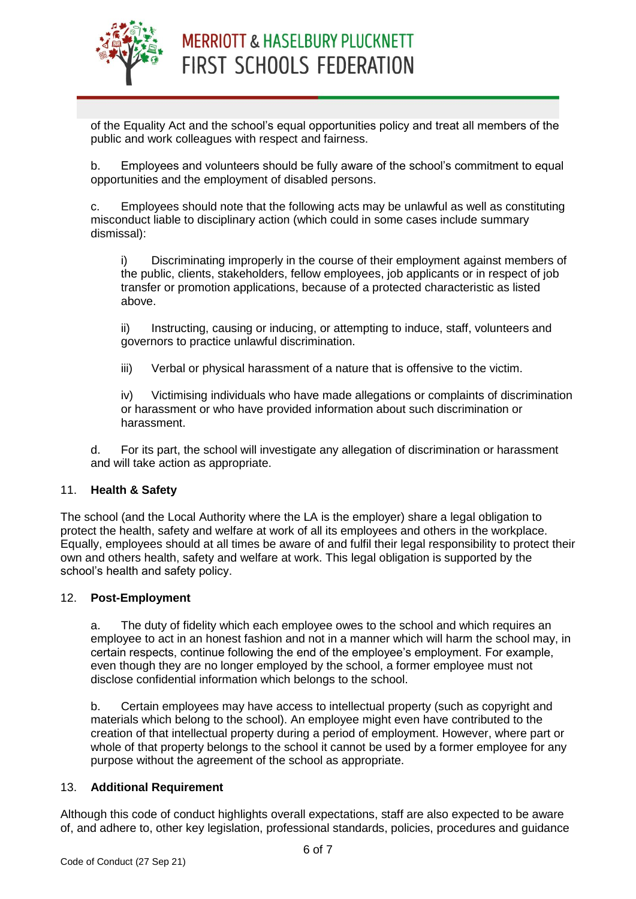of the Equality Act and the school's equal opportunities policy and treat all members of the public and work colleagues with respect and fairness.

b. Employees and volunteers should be fully aware of the school's commitment to equal opportunities and the employment of disabled persons.

c. Employees should note that the following acts may be unlawful as well as constituting misconduct liable to disciplinary action (which could in some cases include summary dismissal):

i) Discriminating improperly in the course of their employment against members of the public, clients, stakeholders, fellow employees, job applicants or in respect of job transfer or promotion applications, because of a protected characteristic as listed above.

ii) Instructing, causing or inducing, or attempting to induce, staff, volunteers and governors to practice unlawful discrimination.

iii) Verbal or physical harassment of a nature that is offensive to the victim.

iv) Victimising individuals who have made allegations or complaints of discrimination or harassment or who have provided information about such discrimination or harassment.

d. For its part, the school will investigate any allegation of discrimination or harassment and will take action as appropriate.

## 11. Health & Safety

The school (and the Local Authority where the LA is the employer) share a legal obligation to protect the health, safety and welfare at work of all its employees and others in the workplace. Equally, employees should at all times be aware of and fulfil their legal responsibility to protect their own and others health, safety and welfare at work. This legal obligation is supported by the school's health and safety policy.

## 12. Post-Employment

a. The duty of fidelity which each employee owes to the school and which requires an employee to act in an honest fashion and not in a manner which will harm the school may, in certain respects, continue following the end of the employee's employment. For example, even though they are no longer employed by the school, a former employee must not disclose confidential information which belongs to the school.

b. Certain employees may have access to intellectual property (such as copyright and materials which belong to the school). An employee might even have contributed to the creation of that intellectual property during a period of employment. However, where part or whole of that property belongs to the school it cannot be used by a former employee for any purpose without the agreement of the school as appropriate.

## 13. Additional Requirement

Although this code of conduct highlights overall expectations, staff are also expected to be aware of, and adhere to, other key legislation, professional standards, policies, procedures and guidance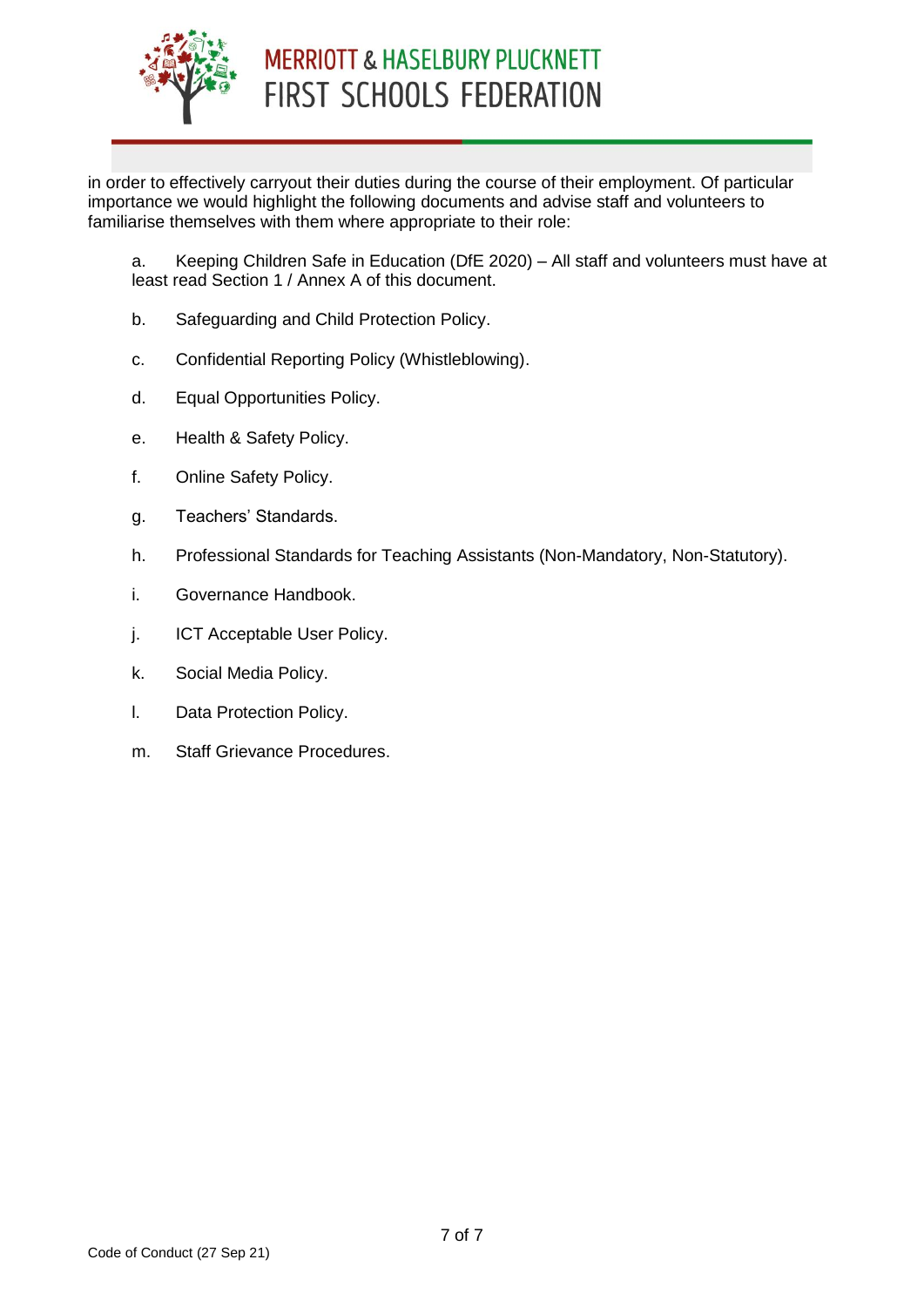in order to effectively carryout their duties during the course of their employment. Of particular importance we would highlight the following documents and advise staff and volunteers to familiarise themselves with them where appropriate to their role:

a. Keeping Children Safe in Education (DfE 2020) – All staff and volunteers must have at least read Section 1 / Annex A of this document.

b. Safeguarding and Child Protection Policy.

c. Confidential Reporting Policy (Whistleblowing).

d. Equal Opportunities Policy.

e. Health & Safety Policy.

f. Online Safety Policy.

g. Teachers' Standards.

h. Professional Standards for Teaching Assistants (Non-Mandatory, Non-Statutory).

i. Governance Handbook.

j. ICT Acceptable User Policy.

k. Social Media Policy.

l. Data Protection Policy.

m. Staff Grievance Procedures.